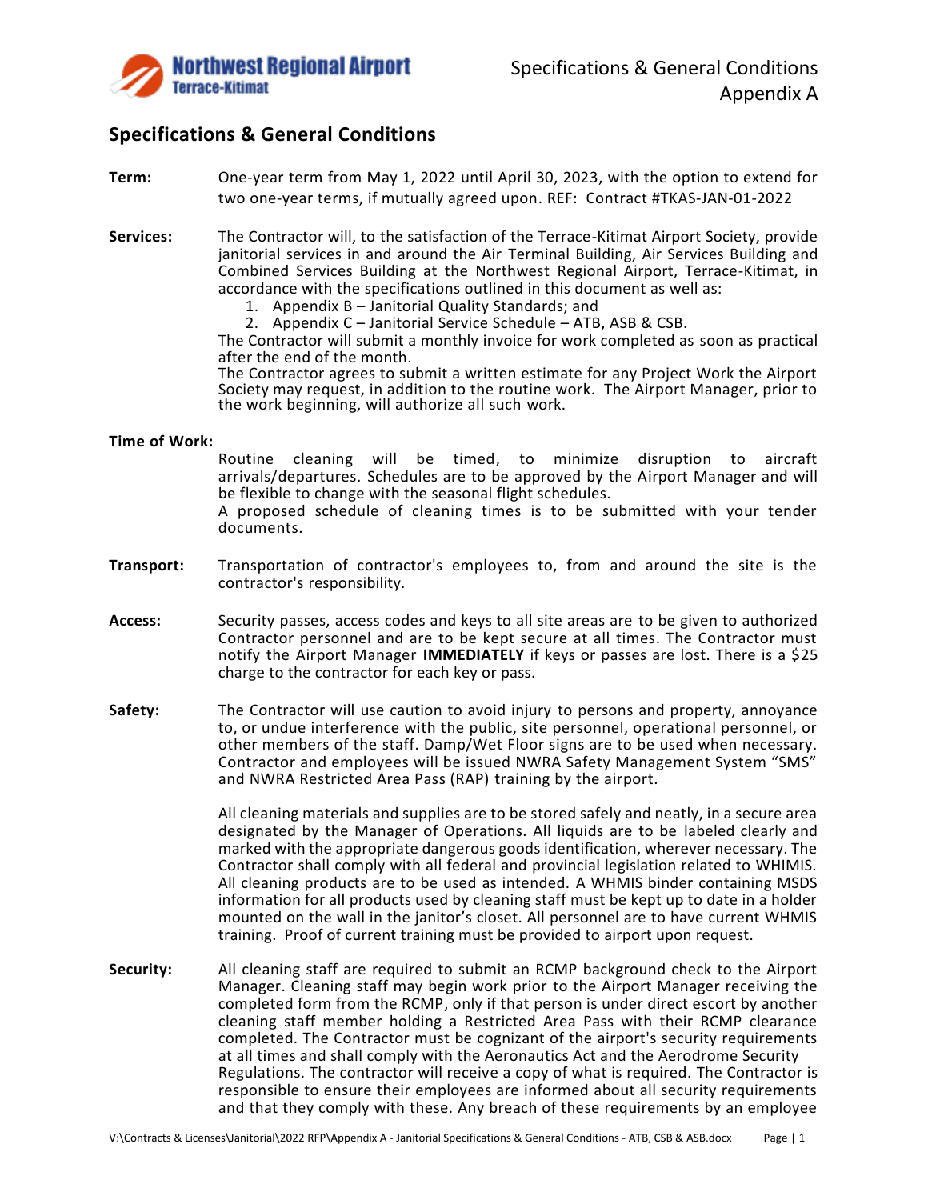# Specifications & General Conditions

**Term:** One-year term from May 1, 2022 until April 30, 2023, with the option to extend for two one-year terms, if mutually agreed upon. REF: Contract #TKAS-JAN-01-2022

**Services:** The Contractor will, to the satisfaction of the Terrace-Kitimat Airport Society, provide janitorial services in and around the Air Terminal Building, Air Services Building and Combined Services Building at the Northwest Regional Airport, Terrace-Kitimat, in accordance with the specifications outlined in this document as well as:

1. Appendix B – Janitorial Quality Standards; and
2. Appendix C – Janitorial Service Schedule – ATB, ASB & CSB.

The Contractor will submit a monthly invoice for work completed as soon as practical after the end of the month.

The Contractor agrees to submit a written estimate for any Project Work the Airport Society may request, in addition to the routine work. The Airport Manager, prior to the work beginning, will authorize all such work.

**Time of Work:**

Routine cleaning will be timed, to minimize disruption to aircraft arrivals/departures. Schedules are to be approved by the Airport Manager and will be flexible to change with the seasonal flight schedules.

A proposed schedule of cleaning times is to be submitted with your tender documents.

**Transport:** Transportation of contractor's employees to, from and around the site is the contractor's responsibility.

**Access:** Security passes, access codes and keys to all site areas are to be given to authorized Contractor personnel and are to be kept secure at all times. The Contractor must notify the Airport Manager **IMMEDIATELY** if keys or passes are lost. There is a $25 charge to the contractor for each key or pass.

**Safety:** The Contractor will use caution to avoid injury to persons and property, annoyance to, or undue interference with the public, site personnel, operational personnel, or other members of the staff. Damp/Wet Floor signs are to be used when necessary. Contractor and employees will be issued NWRA Safety Management System "SMS" and NWRA Restricted Area Pass (RAP) training by the airport.

All cleaning materials and supplies are to be stored safely and neatly, in a secure area designated by the Manager of Operations. All liquids are to be labeled clearly and marked with the appropriate dangerous goods identification, wherever necessary. The Contractor shall comply with all federal and provincial legislation related to WHIMIS. All cleaning products are to be used as intended. A WHMIS binder containing MSDS information for all products used by cleaning staff must be kept up to date in a holder mounted on the wall in the janitor's closet. All personnel are to have current WHMIS training. Proof of current training must be provided to airport upon request.

**Security:** All cleaning staff are required to submit an RCMP background check to the Airport Manager. Cleaning staff may begin work prior to the Airport Manager receiving the completed form from the RCMP, only if that person is under direct escort by another cleaning staff member holding a Restricted Area Pass with their RCMP clearance completed. The Contractor must be cognizant of the airport's security requirements at all times and shall comply with the Aeronautics Act and the Aerodrome Security Regulations. The contractor will receive a copy of what is required. The Contractor is responsible to ensure their employees are informed about all security requirements and that they comply with these. Any breach of these requirements by an employee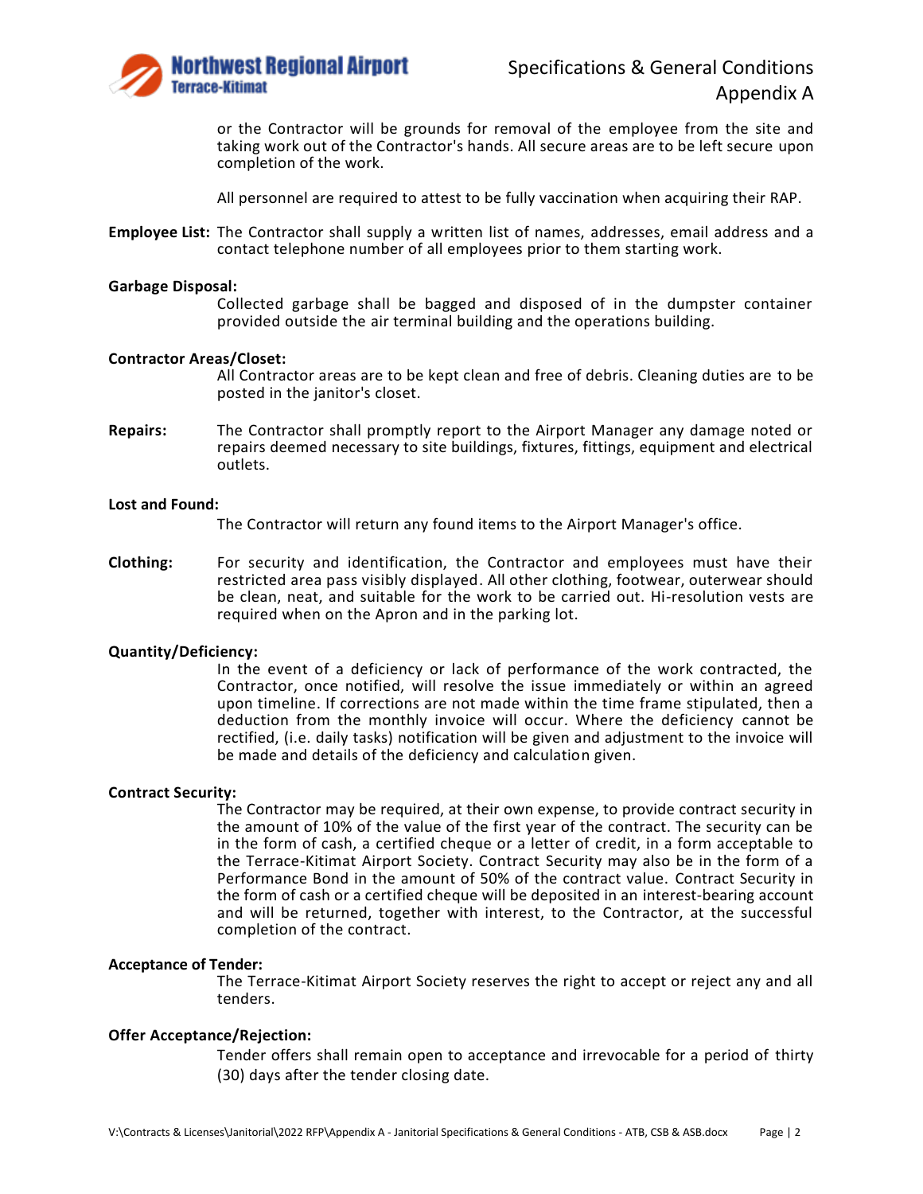or the Contractor will be grounds for removal of the employee from the site and taking work out of the Contractor's hands. All secure areas are to be left secure upon completion of the work.

All personnel are required to attest to be fully vaccination when acquiring their RAP.

**Employee List:** The Contractor shall supply a written list of names, addresses, email address and a contact telephone number of all employees prior to them starting work.

**Garbage Disposal:**

Collected garbage shall be bagged and disposed of in the dumpster container provided outside the air terminal building and the operations building.

**Contractor Areas/Closet:**

All Contractor areas are to be kept clean and free of debris. Cleaning duties are to be posted in the janitor's closet.

**Repairs:** The Contractor shall promptly report to the Airport Manager any damage noted or repairs deemed necessary to site buildings, fixtures, fittings, equipment and electrical outlets.

**Lost and Found:**

The Contractor will return any found items to the Airport Manager's office.

**Clothing:** For security and identification, the Contractor and employees must have their restricted area pass visibly displayed. All other clothing, footwear, outerwear should be clean, neat, and suitable for the work to be carried out. Hi-resolution vests are required when on the Apron and in the parking lot.

**Quantity/Deficiency:**

In the event of a deficiency or lack of performance of the work contracted, the Contractor, once notified, will resolve the issue immediately or within an agreed upon timeline. If corrections are not made within the time frame stipulated, then a deduction from the monthly invoice will occur. Where the deficiency cannot be rectified, (i.e. daily tasks) notification will be given and adjustment to the invoice will be made and details of the deficiency and calculation given.

**Contract Security:**

The Contractor may be required, at their own expense, to provide contract security in the amount of 10% of the value of the first year of the contract. The security can be in the form of cash, a certified cheque or a letter of credit, in a form acceptable to the Terrace-Kitimat Airport Society. Contract Security may also be in the form of a Performance Bond in the amount of 50% of the contract value. Contract Security in the form of cash or a certified cheque will be deposited in an interest-bearing account and will be returned, together with interest, to the Contractor, at the successful completion of the contract.

**Acceptance of Tender:**

The Terrace-Kitimat Airport Society reserves the right to accept or reject any and all tenders.

**Offer Acceptance/Rejection:**

Tender offers shall remain open to acceptance and irrevocable for a period of thirty (30) days after the tender closing date.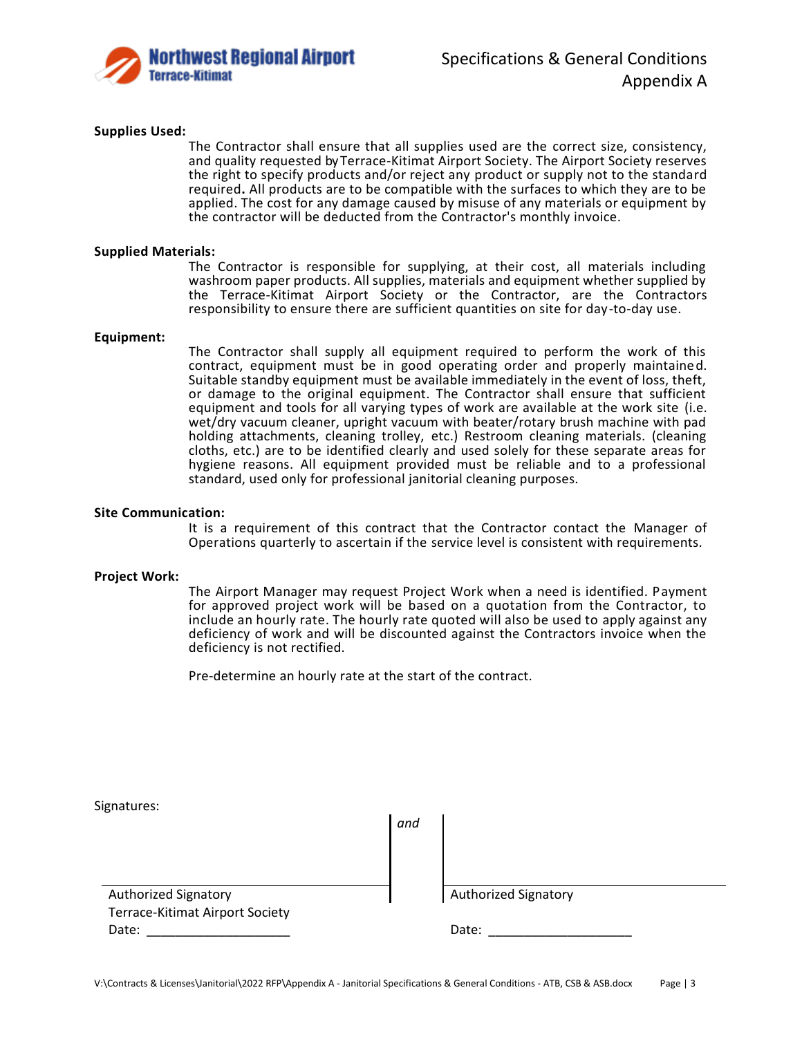**Supplies Used:**

The Contractor shall ensure that all supplies used are the correct size, consistency, and quality requested by Terrace-Kitimat Airport Society. The Airport Society reserves the right to specify products and/or reject any product or supply not to the standard required. All products are to be compatible with the surfaces to which they are to be applied. The cost for any damage caused by misuse of any materials or equipment by the contractor will be deducted from the Contractor's monthly invoice.

**Supplied Materials:**

The Contractor is responsible for supplying, at their cost, all materials including washroom paper products. All supplies, materials and equipment whether supplied by the Terrace-Kitimat Airport Society or the Contractor, are the Contractors responsibility to ensure there are sufficient quantities on site for day-to-day use.

**Equipment:**

The Contractor shall supply all equipment required to perform the work of this contract, equipment must be in good operating order and properly maintained. Suitable standby equipment must be available immediately in the event of loss, theft, or damage to the original equipment. The Contractor shall ensure that sufficient equipment and tools for all varying types of work are available at the work site (i.e. wet/dry vacuum cleaner, upright vacuum with beater/rotary brush machine with pad holding attachments, cleaning trolley, etc.) Restroom cleaning materials. (cleaning cloths, etc.) are to be identified clearly and used solely for these separate areas for hygiene reasons. All equipment provided must be reliable and to a professional standard, used only for professional janitorial cleaning purposes.

**Site Communication:**

It is a requirement of this contract that the Contractor contact the Manager of Operations quarterly to ascertain if the service level is consistent with requirements.

**Project Work:**

The Airport Manager may request Project Work when a need is identified. Payment for approved project work will be based on a quotation from the Contractor, to include an hourly rate. The hourly rate quoted will also be used to apply against any deficiency of work and will be discounted against the Contractors invoice when the deficiency is not rectified.

Pre-determine an hourly rate at the start of the contract.

Signatures:

| | | |
|---|---|---|
| | *and* | |
| Authorized Signatory<br>Terrace-Kitimat Airport Society<br>Date: ____________________ | | Authorized Signatory<br><br>Date: ____________________ |